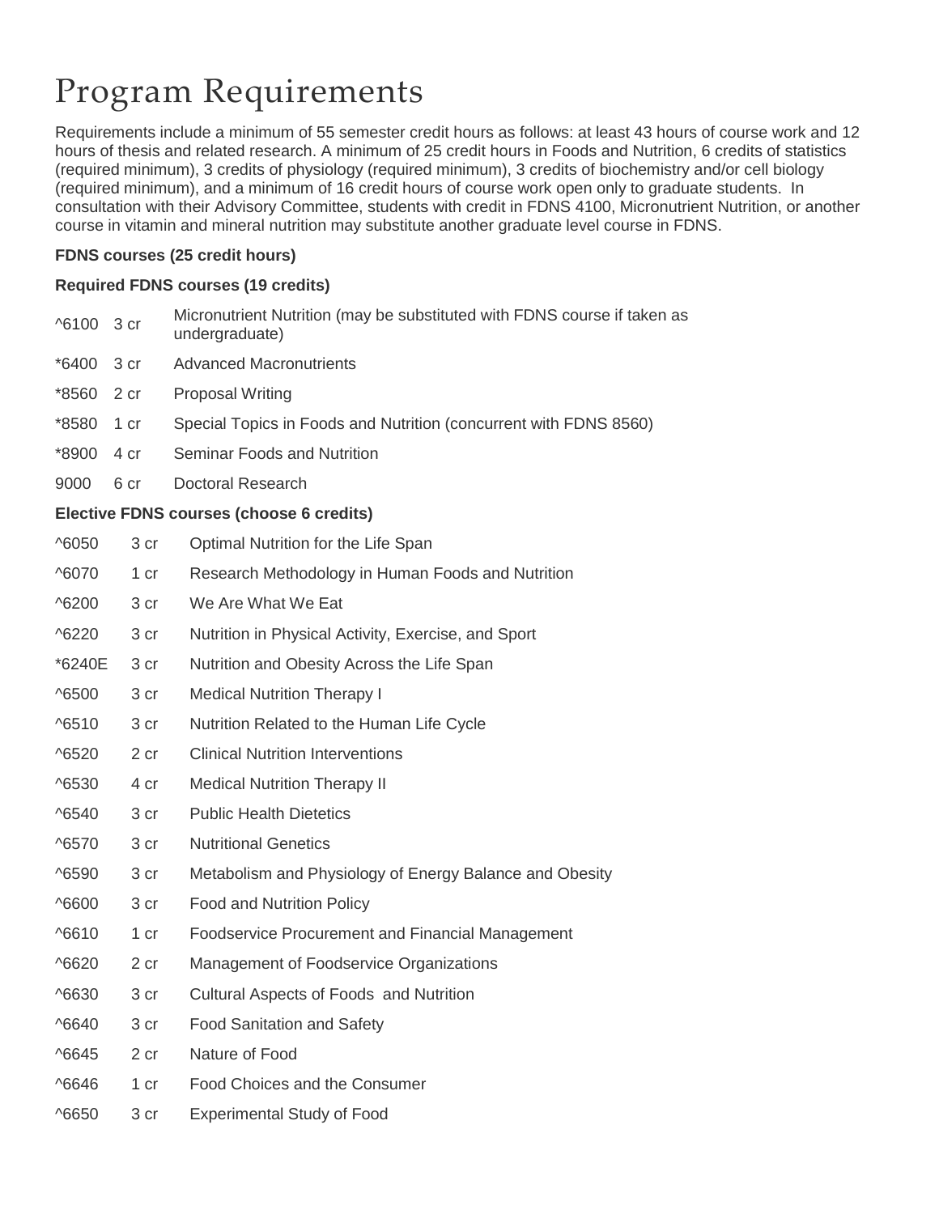# Program Requirements

Requirements include a minimum of 55 semester credit hours as follows: at least 43 hours of course work and 12 hours of thesis and related research. A minimum of 25 credit hours in Foods and Nutrition, 6 credits of statistics (required minimum), 3 credits of physiology (required minimum), 3 credits of biochemistry and/or cell biology (required minimum), and a minimum of 16 credit hours of course work open only to graduate students. In consultation with their Advisory Committee, students with credit in FDNS 4100, Micronutrient Nutrition, or another course in vitamin and mineral nutrition may substitute another graduate level course in FDNS.

**FDNS courses (25 credit hours)**

**Required FDNS courses (19 credits)**

| | | |
|---|---|---|
| ^6100 | 3 cr | Micronutrient Nutrition (may be substituted with FDNS course if taken as undergraduate) |
| *6400 | 3 cr | Advanced Macronutrients |
| *8560 | 2 cr | Proposal Writing |
| *8580 | 1 cr | Special Topics in Foods and Nutrition (concurrent with FDNS 8560) |
| *8900 | 4 cr | Seminar Foods and Nutrition |
| 9000 | 6 cr | Doctoral Research |

**Elective FDNS courses (choose 6 credits)**

| | | |
|---|---|---|
| ^6050 | 3 cr | Optimal Nutrition for the Life Span |
| ^6070 | 1 cr | Research Methodology in Human Foods and Nutrition |
| ^6200 | 3 cr | We Are What We Eat |
| ^6220 | 3 cr | Nutrition in Physical Activity, Exercise, and Sport |
| *6240E | 3 cr | Nutrition and Obesity Across the Life Span |
| ^6500 | 3 cr | Medical Nutrition Therapy I |
| ^6510 | 3 cr | Nutrition Related to the Human Life Cycle |
| ^6520 | 2 cr | Clinical Nutrition Interventions |
| ^6530 | 4 cr | Medical Nutrition Therapy II |
| ^6540 | 3 cr | Public Health Dietetics |
| ^6570 | 3 cr | Nutritional Genetics |
| ^6590 | 3 cr | Metabolism and Physiology of Energy Balance and Obesity |
| ^6600 | 3 cr | Food and Nutrition Policy |
| ^6610 | 1 cr | Foodservice Procurement and Financial Management |
| ^6620 | 2 cr | Management of Foodservice Organizations |
| ^6630 | 3 cr | Cultural Aspects of Foods and Nutrition |
| ^6640 | 3 cr | Food Sanitation and Safety |
| ^6645 | 2 cr | Nature of Food |
| ^6646 | 1 cr | Food Choices and the Consumer |
| ^6650 | 3 cr | Experimental Study of Food |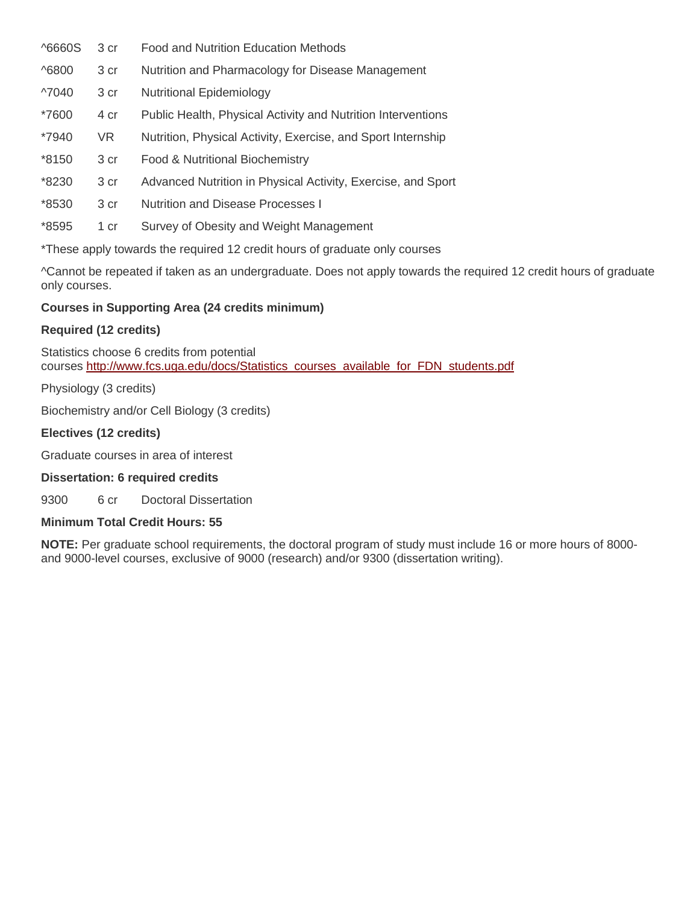| | | |
|---|---|---|
| ^6660S | 3 cr | Food and Nutrition Education Methods |
| ^6800 | 3 cr | Nutrition and Pharmacology for Disease Management |
| ^7040 | 3 cr | Nutritional Epidemiology |
| *7600 | 4 cr | Public Health, Physical Activity and Nutrition Interventions |
| *7940 | VR | Nutrition, Physical Activity, Exercise, and Sport Internship |
| *8150 | 3 cr | Food & Nutritional Biochemistry |
| *8230 | 3 cr | Advanced Nutrition in Physical Activity, Exercise, and Sport |
| *8530 | 3 cr | Nutrition and Disease Processes I |
| *8595 | 1 cr | Survey of Obesity and Weight Management |

*These apply towards the required 12 credit hours of graduate only courses

^Cannot be repeated if taken as an undergraduate. Does not apply towards the required 12 credit hours of graduate only courses.

**Courses in Supporting Area (24 credits minimum)**

**Required (12 credits)**

Statistics choose 6 credits from potential courses [http://www.fcs.uga.edu/docs/Statistics_courses_available_for_FDN_students.pdf](http://www.fcs.uga.edu/docs/Statistics_courses_available_for_FDN_students.pdf)

Physiology (3 credits)

Biochemistry and/or Cell Biology (3 credits)

**Electives (12 credits)**

Graduate courses in area of interest

**Dissertation: 6 required credits**

| | | |
|---|---|---|
| 9300 | 6 cr | Doctoral Dissertation |

**Minimum Total Credit Hours: 55**

**NOTE:** Per graduate school requirements, the doctoral program of study must include 16 or more hours of 8000- and 9000-level courses, exclusive of 9000 (research) and/or 9300 (dissertation writing).